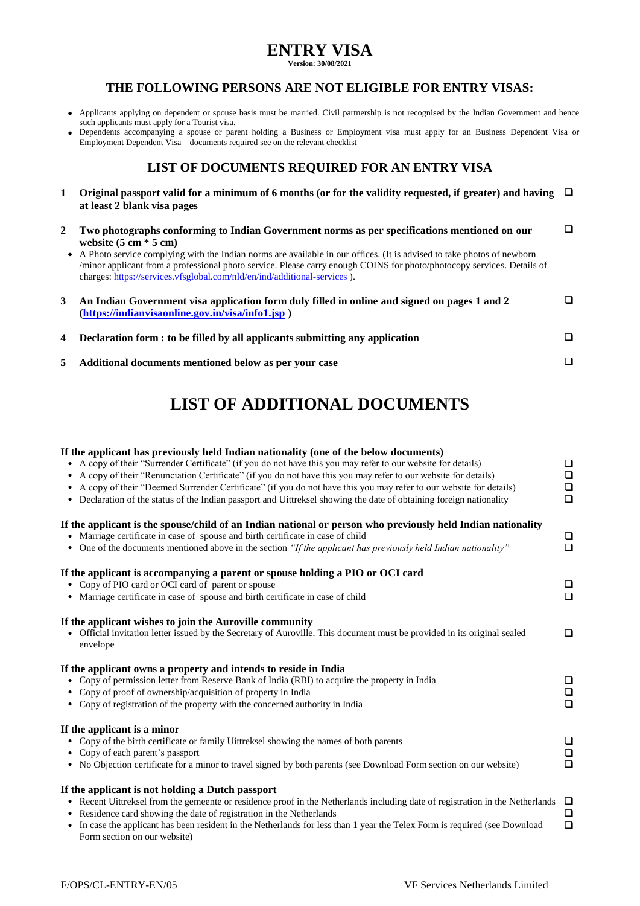# ENTRY VISA

**Version: 30/08/2021**

## THE FOLLOWING PERSONS ARE NOT ELIGIBLE FOR ENTRY VISAS:

- Applicants applying on dependent or spouse basis must be married. Civil partnership is not recognised by the Indian Government and hence such applicants must apply for a Tourist visa.
- Dependents accompanying a spouse or parent holding a Business or Employment visa must apply for an Business Dependent Visa or Employment Dependent Visa – documents required see on the relevant checklist

## LIST OF DOCUMENTS REQUIRED FOR AN ENTRY VISA

**1 Original passport valid for a minimum of 6 months (or for the validity requested, if greater) and having at least 2 blank visa pages** ❑

**2 Two photographs conforming to Indian Government norms as per specifications mentioned on our website (5 cm * 5 cm)** ❑

- A Photo service complying with the Indian norms are available in our offices. (It is advised to take photos of newborn /minor applicant from a professional photo service. Please carry enough COINS for photo/photocopy services. Details of charges: https://services.vfsglobal.com/nld/en/ind/additional-services ).

**3 An Indian Government visa application form duly filled in online and signed on pages 1 and 2 (https://indianvisaonline.gov.in/visa/info1.jsp )** ❑

**4 Declaration form : to be filled by all applicants submitting any application** ❑

**5 Additional documents mentioned below as per your case** ❑

# LIST OF ADDITIONAL DOCUMENTS

**If the applicant has previously held Indian nationality (one of the below documents)**

- A copy of their "Surrender Certificate" (if you do not have this you may refer to our website for details) ❑
- A copy of their "Renunciation Certificate" (if you do not have this you may refer to our website for details) ❑
- A copy of their "Deemed Surrender Certificate" (if you do not have this you may refer to our website for details) ❑
- Declaration of the status of the Indian passport and Uittreksel showing the date of obtaining foreign nationality ❑

**If the applicant is the spouse/child of an Indian national or person who previously held Indian nationality**

- Marriage certificate in case of spouse and birth certificate in case of child ❑
- One of the documents mentioned above in the section *"If the applicant has previously held Indian nationality"* ❑

**If the applicant is accompanying a parent or spouse holding a PIO or OCI card**

- Copy of PIO card or OCI card of parent or spouse ❑
- Marriage certificate in case of spouse and birth certificate in case of child ❑

**If the applicant wishes to join the Auroville community**

- Official invitation letter issued by the Secretary of Auroville. This document must be provided in its original sealed envelope ❑

**If the applicant owns a property and intends to reside in India**

- Copy of permission letter from Reserve Bank of India (RBI) to acquire the property in India ❑
- Copy of proof of ownership/acquisition of property in India ❑
- Copy of registration of the property with the concerned authority in India ❑

**If the applicant is a minor**

- Copy of the birth certificate or family Uittreksel showing the names of both parents ❑
- Copy of each parent's passport ❑
- No Objection certificate for a minor to travel signed by both parents (see Download Form section on our website) ❑

**If the applicant is not holding a Dutch passport**

- Recent Uittreksel from the gemeente or residence proof in the Netherlands including date of registration in the Netherlands ❑
- Residence card showing the date of registration in the Netherlands ❑
- In case the applicant has been resident in the Netherlands for less than 1 year the Telex Form is required (see Download Form section on our website) ❑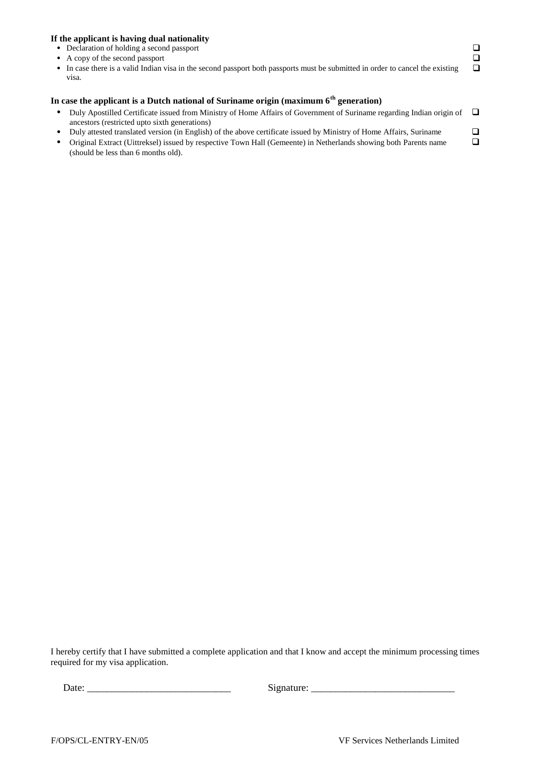**If the applicant is having dual nationality**

- Declaration of holding a second passport ☐
- A copy of the second passport ☐
- In case there is a valid Indian visa in the second passport both passports must be submitted in order to cancel the existing visa. ☐

**In case the applicant is a Dutch national of Suriname origin (maximum 6th generation)**

- Duly Apostilled Certificate issued from Ministry of Home Affairs of Government of Suriname regarding Indian origin of ancestors (restricted upto sixth generations) ☐
- Duly attested translated version (in English) of the above certificate issued by Ministry of Home Affairs, Suriname ☐
- Original Extract (Uittreksel) issued by respective Town Hall (Gemeente) in Netherlands showing both Parents name (should be less than 6 months old). ☐

I hereby certify that I have submitted a complete application and that I know and accept the minimum processing times required for my visa application.

Date: ____________________________ Signature: ____________________________

F/OPS/CL-ENTRY-EN/05 VF Services Netherlands Limited